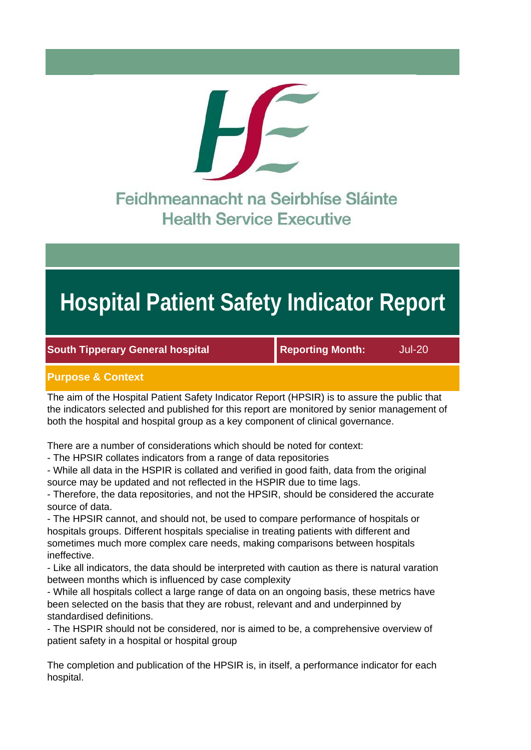Feidhmeannacht na Seirbhíse Sláinte
Health Service Executive

# Hospital Patient Safety Indicator Report

**South Tipperary General hospital** | **Reporting Month:** Jul-20

## Purpose & Context

The aim of the Hospital Patient Safety Indicator Report (HPSIR) is to assure the public that the indicators selected and published for this report are monitored by senior management of both the hospital and hospital group as a key component of clinical governance.

There are a number of considerations which should be noted for context:

- The HPSIR collates indicators from a range of data repositories
- While all data in the HSPIR is collated and verified in good faith, data from the original source may be updated and not reflected in the HSPIR due to time lags.
- Therefore, the data repositories, and not the HPSIR, should be considered the accurate source of data.
- The HPSIR cannot, and should not, be used to compare performance of hospitals or hospitals groups. Different hospitals specialise in treating patients with different and sometimes much more complex care needs, making comparisons between hospitals ineffective.
- Like all indicators, the data should be interpreted with caution as there is natural varation between months which is influenced by case complexity
- While all hospitals collect a large range of data on an ongoing basis, these metrics have been selected on the basis that they are robust, relevant and underpinned by standardised definitions.
- The HSPIR should not be considered, nor is aimed to be, a comprehensive overview of patient safety in a hospital or hospital group

The completion and publication of the HPSIR is, in itself, a performance indicator for each hospital.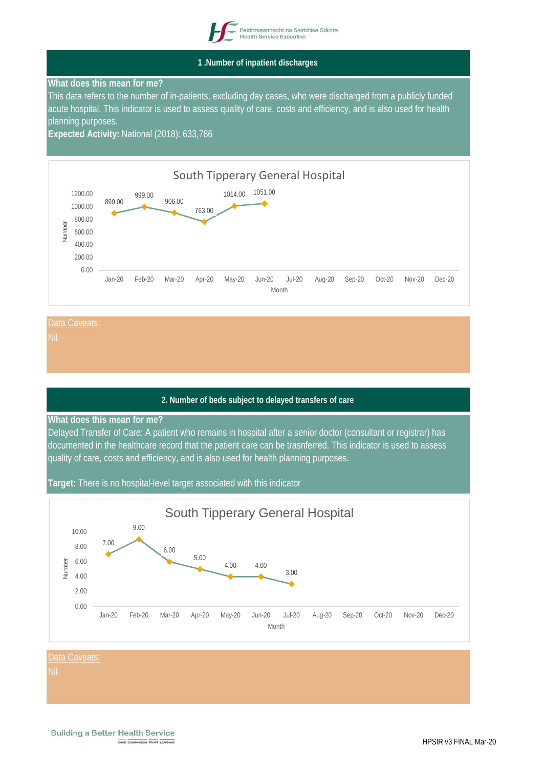## 1 .Number of inpatient discharges

**What does this mean for me?**

This data refers to the number of in-patients, excluding day cases, who were discharged from a publicly funded acute hospital. This indicator is used to assess quality of care, costs and efficiency, and is also used for health planning purposes.

**Expected Activity:** National (2018): 633,786

**South Tipperary General Hospital**

| Month | Number |
|---|---|
| Jan-20 | 899.00 |
| Feb-20 | 999.00 |
| Mar-20 | 906.00 |
| Apr-20 | 763.00 |
| May-20 | 1014.00 |
| Jun-20 | 1051.00 |
| Jul-20 | |
| Aug-20 | |
| Sep-20 | |
| Oct-20 | |
| Nov-20 | |
| Dec-20 | |

Data Caveats:

Nil

## 2. Number of beds subject to delayed transfers of care

**What does this mean for me?**

Delayed Transfer of Care: A patient who remains in hospital after a senior doctor (consultant or registrar) has documented in the healthcare record that the patient care can be trasnferred. This indicator is used to assess quality of care, costs and efficiency, and is also used for health planning purposes.

**Target:** There is no hospital-level target associated with this indicator

**South Tipperary General Hospital**

| Month | Number |
|---|---|
| Jan-20 | 7.00 |
| Feb-20 | 9.00 |
| Mar-20 | 6.00 |
| Apr-20 | 5.00 |
| May-20 | 4.00 |
| Jun-20 | 4.00 |
| Jul-20 | 3.00 |
| Aug-20 | |
| Sep-20 | |
| Oct-20 | |
| Nov-20 | |
| Dec-20 | |

Data Caveats:

Nil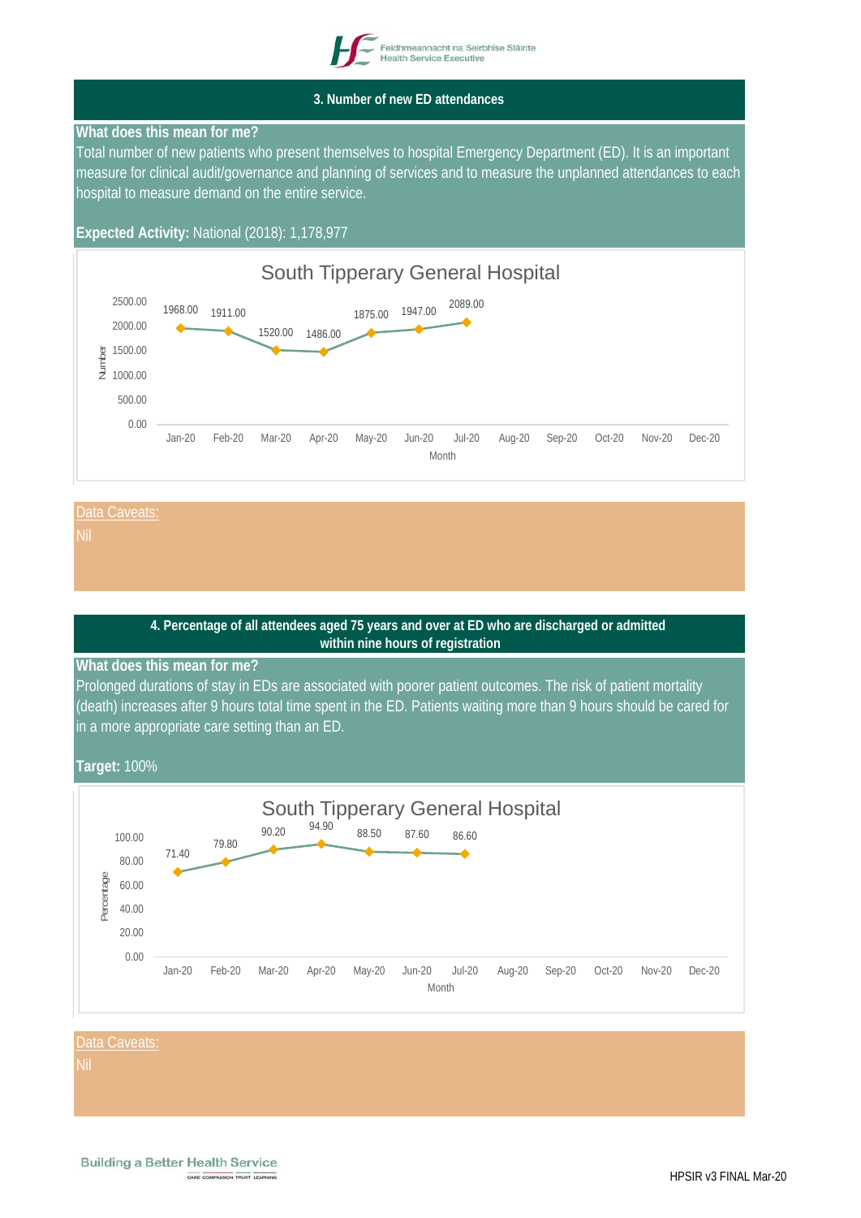## 3. Number of new ED attendances

**What does this mean for me?**

Total number of new patients who present themselves to hospital Emergency Department (ED). It is an important measure for clinical audit/governance and planning of services and to measure the unplanned attendances to each hospital to measure demand on the entire service.

**Expected Activity:** National (2018): 1,178,977

South Tipperary General Hospital

| Month | Number |
|---|---|
| Jan-20 | 1968.00 |
| Feb-20 | 1911.00 |
| Mar-20 | 1520.00 |
| Apr-20 | 1486.00 |
| May-20 | 1875.00 |
| Jun-20 | 1947.00 |
| Jul-20 | 2089.00 |
| Aug-20 | |
| Sep-20 | |
| Oct-20 | |
| Nov-20 | |
| Dec-20 | |

Data Caveats:

Nil

## 4. Percentage of all attendees aged 75 years and over at ED who are discharged or admitted within nine hours of registration

**What does this mean for me?**

Prolonged durations of stay in EDs are associated with poorer patient outcomes. The risk of patient mortality (death) increases after 9 hours total time spent in the ED. Patients waiting more than 9 hours should be cared for in a more appropriate care setting than an ED.

**Target:** 100%

South Tipperary General Hospital

| Month | Percentage |
|---|---|
| Jan-20 | 71.40 |
| Feb-20 | 79.80 |
| Mar-20 | 90.20 |
| Apr-20 | 94.90 |
| May-20 | 88.50 |
| Jun-20 | 87.60 |
| Jul-20 | 86.60 |
| Aug-20 | |
| Sep-20 | |
| Oct-20 | |
| Nov-20 | |
| Dec-20 | |

Data Caveats:

Nil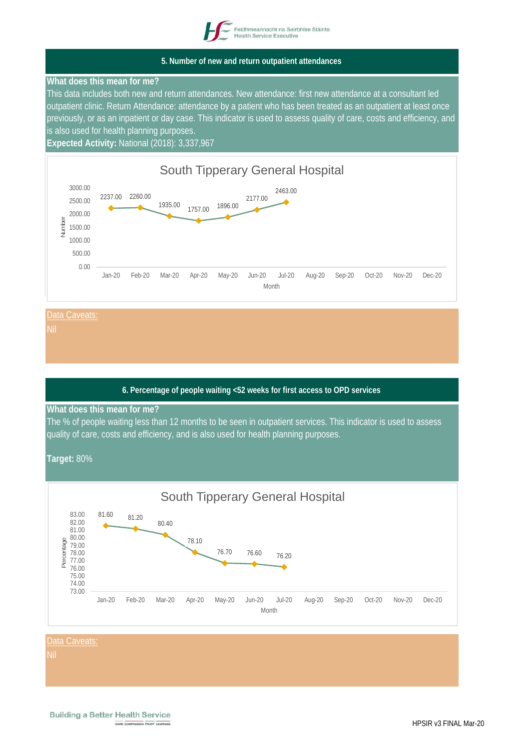## 5. Number of new and return outpatient attendances

**What does this mean for me?**

This data includes both new and return attendances. New attendance: first new attendance at a consultant led outpatient clinic. Return Attendance: attendance by a patient who has been treated as an outpatient at least once previously, or as an inpatient or day case. This indicator is used to assess quality of care, costs and efficiency, and is also used for health planning purposes.

**Expected Activity:** National (2018): 3,337,967

**South Tipperary General Hospital**

| Month | Number |
|---|---|
| Jan-20 | 2237.00 |
| Feb-20 | 2260.00 |
| Mar-20 | 1935.00 |
| Apr-20 | 1757.00 |
| May-20 | 1896.00 |
| Jun-20 | 2177.00 |
| Jul-20 | 2463.00 |
| Aug-20 | |
| Sep-20 | |
| Oct-20 | |
| Nov-20 | |
| Dec-20 | |

Data Caveats:

Nil

## 6. Percentage of people waiting <52 weeks for first access to OPD services

**What does this mean for me?**

The % of people waiting less than 12 months to be seen in outpatient services. This indicator is used to assess quality of care, costs and efficiency, and is also used for health planning purposes.

**Target:** 80%

**South Tipperary General Hospital**

| Month | Percentage |
|---|---|
| Jan-20 | 81.60 |
| Feb-20 | 81.20 |
| Mar-20 | 80.40 |
| Apr-20 | 78.10 |
| May-20 | 76.70 |
| Jun-20 | 76.60 |
| Jul-20 | 76.20 |
| Aug-20 | |
| Sep-20 | |
| Oct-20 | |
| Nov-20 | |
| Dec-20 | |

Data Caveats:

Nil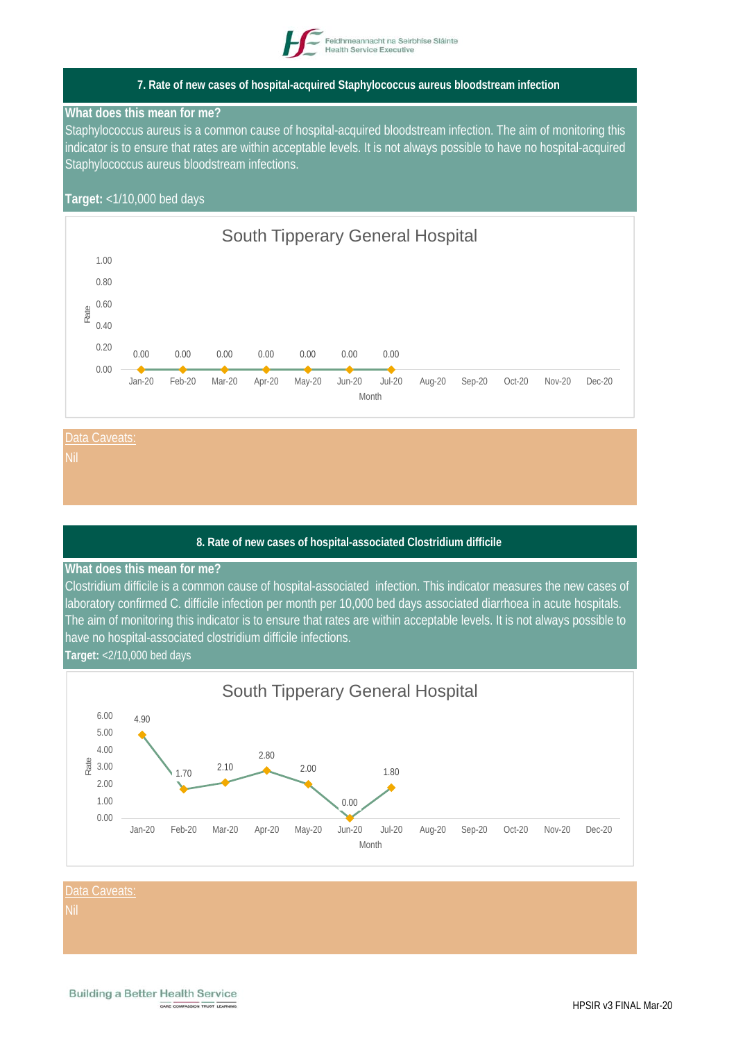## 7. Rate of new cases of hospital-acquired Staphylococcus aureus bloodstream infection

**What does this mean for me?**

Staphylococcus aureus is a common cause of hospital-acquired bloodstream infection. The aim of monitoring this indicator is to ensure that rates are within acceptable levels. It is not always possible to have no hospital-acquired Staphylococcus aureus bloodstream infections.

**Target:** <1/10,000 bed days

South Tipperary General Hospital

| Month | Rate |
|---|---|
| Jan-20 | 0.00 |
| Feb-20 | 0.00 |
| Mar-20 | 0.00 |
| Apr-20 | 0.00 |
| May-20 | 0.00 |
| Jun-20 | 0.00 |
| Jul-20 | 0.00 |
| Aug-20 | |
| Sep-20 | |
| Oct-20 | |
| Nov-20 | |
| Dec-20 | |

Data Caveats:

Nil

## 8. Rate of new cases of hospital-associated Clostridium difficile

**What does this mean for me?**

Clostridium difficile is a common cause of hospital-associated infection. This indicator measures the new cases of laboratory confirmed C. difficile infection per month per 10,000 bed days associated diarrhoea in acute hospitals. The aim of monitoring this indicator is to ensure that rates are within acceptable levels. It is not always possible to have no hospital-associated clostridium difficile infections.

**Target:** <2/10,000 bed days

South Tipperary General Hospital

| Month | Rate |
|---|---|
| Jan-20 | 4.90 |
| Feb-20 | 1.70 |
| Mar-20 | 2.10 |
| Apr-20 | 2.80 |
| May-20 | 2.00 |
| Jun-20 | 0.00 |
| Jul-20 | 1.80 |
| Aug-20 | |
| Sep-20 | |
| Oct-20 | |
| Nov-20 | |
| Dec-20 | |

Data Caveats:

Nil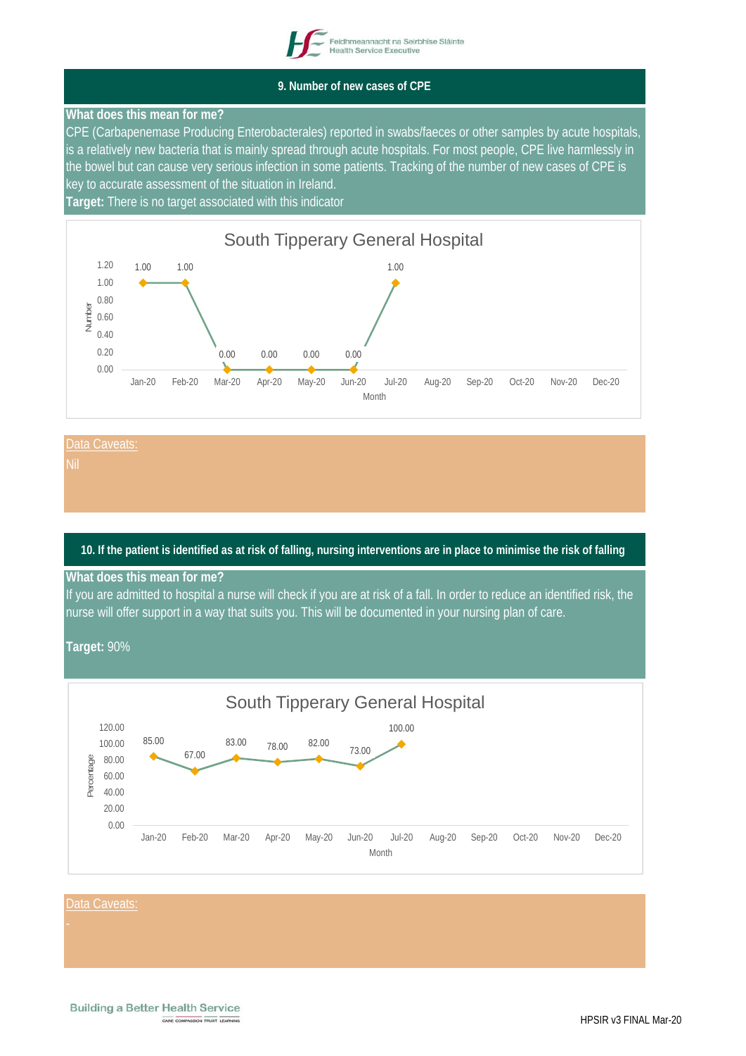## 9. Number of new cases of CPE

**What does this mean for me?**

CPE (Carbapenemase Producing Enterobacterales) reported in swabs/faeces or other samples by acute hospitals, is a relatively new bacteria that is mainly spread through acute hospitals. For most people, CPE live harmlessly in the bowel but can cause very serious infection in some patients. Tracking of the number of new cases of CPE is key to accurate assessment of the situation in Ireland.

**Target:** There is no target associated with this indicator

**South Tipperary General Hospital**

| Month | Jan-20 | Feb-20 | Mar-20 | Apr-20 | May-20 | Jun-20 | Jul-20 | Aug-20 | Sep-20 | Oct-20 | Nov-20 | Dec-20 |
|---|---|---|---|---|---|---|---|---|---|---|---|---|
| Number | 1.00 | 1.00 | 0.00 | 0.00 | 0.00 | 0.00 | 1.00 | | | | | |

Data Caveats:

Nil

## 10. If the patient is identified as at risk of falling, nursing interventions are in place to minimise the risk of falling

**What does this mean for me?**

If you are admitted to hospital a nurse will check if you are at risk of a fall. In order to reduce an identified risk, the nurse will offer support in a way that suits you. This will be documented in your nursing plan of care.

**Target:** 90%

**South Tipperary General Hospital**

| Month | Jan-20 | Feb-20 | Mar-20 | Apr-20 | May-20 | Jun-20 | Jul-20 | Aug-20 | Sep-20 | Oct-20 | Nov-20 | Dec-20 |
|---|---|---|---|---|---|---|---|---|---|---|---|---|
| Percentage | 85.00 | 67.00 | 83.00 | 78.00 | 82.00 | 73.00 | 100.00 | | | | | |

Data Caveats:

-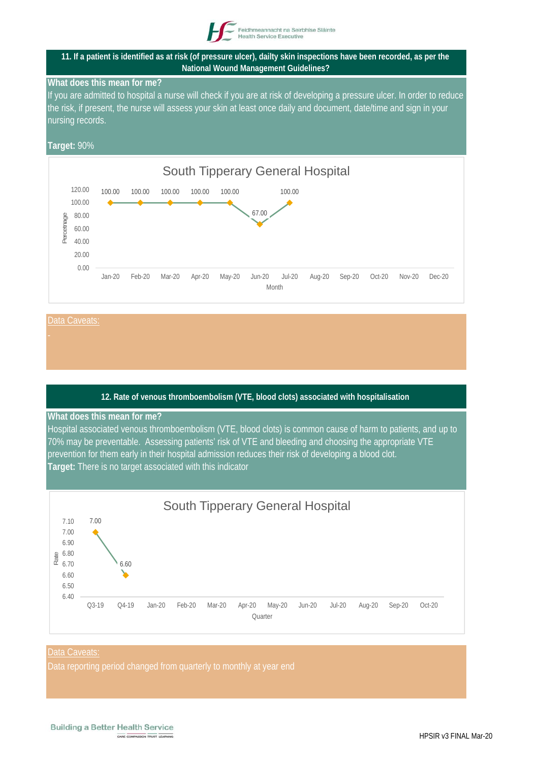## 11. If a patient is identified as at risk (of pressure ulcer), dailty skin inspections have been recorded, as per the National Wound Management Guidelines?

**What does this mean for me?**

If you are admitted to hospital a nurse will check if you are at risk of developing a pressure ulcer. In order to reduce the risk, if present, the nurse will assess your skin at least once daily and document, date/time and sign in your nursing records.

**Target:** 90%

**South Tipperary General Hospital**

| Month | Percentage |
|---|---|
| Jan-20 | 100.00 |
| Feb-20 | 100.00 |
| Mar-20 | 100.00 |
| Apr-20 | 100.00 |
| May-20 | 100.00 |
| Jun-20 | 67.00 |
| Jul-20 | 100.00 |
| Aug-20 | |
| Sep-20 | |
| Oct-20 | |
| Nov-20 | |
| Dec-20 | |

Data Caveats:

-

## 12. Rate of venous thromboembolism (VTE, blood clots) associated with hospitalisation

**What does this mean for me?**

Hospital associated venous thromboembolism (VTE, blood clots) is common cause of harm to patients, and up to 70% may be preventable. Assessing patients' risk of VTE and bleeding and choosing the appropriate VTE prevention for them early in their hospital admission reduces their risk of developing a blood clot.

**Target:** There is no target associated with this indicator

**South Tipperary General Hospital**

| Quarter | Rate |
|---|---|
| Q3-19 | 7.00 |
| Q4-19 | 6.60 |
| Jan-20 | |
| Feb-20 | |
| Mar-20 | |
| Apr-20 | |
| May-20 | |
| Jun-20 | |
| Jul-20 | |
| Aug-20 | |
| Sep-20 | |
| Oct-20 | |

Data Caveats:

Data reporting period changed from quarterly to monthly at year end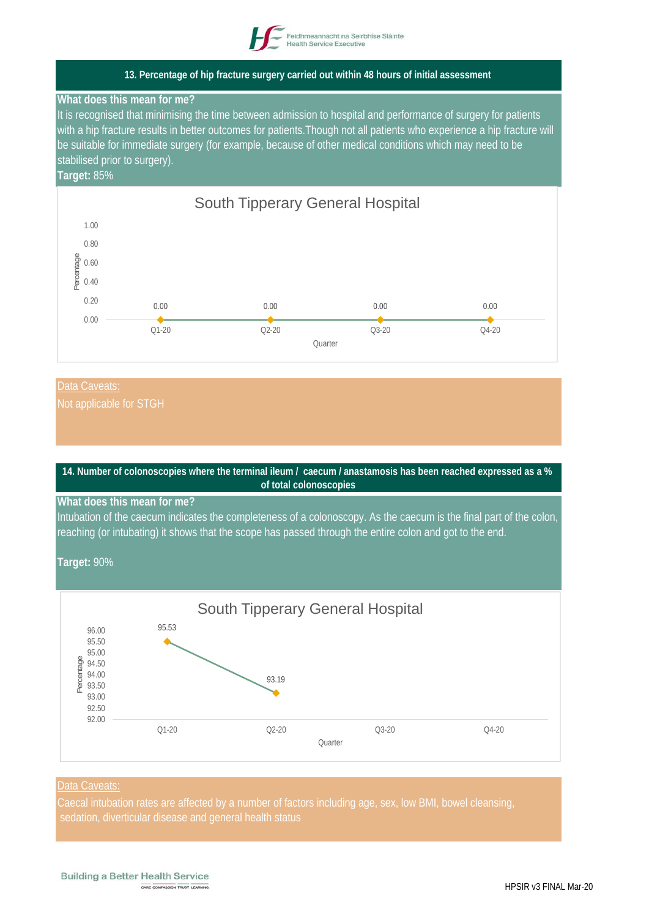## 13. Percentage of hip fracture surgery carried out within 48 hours of initial assessment

**What does this mean for me?**

It is recognised that minimising the time between admission to hospital and performance of surgery for patients with a hip fracture results in better outcomes for patients.Though not all patients who experience a hip fracture will be suitable for immediate surgery (for example, because of other medical conditions which may need to be stabilised prior to surgery).

**Target:** 85%

South Tipperary General Hospital

| Quarter | Q1-20 | Q2-20 | Q3-20 | Q4-20 |
|---|---|---|---|---|
| Percentage | 0.00 | 0.00 | 0.00 | 0.00 |

Data Caveats:

Not applicable for STGH

## 14. Number of colonoscopies where the terminal ileum / caecum / anastamosis has been reached expressed as a % of total colonoscopies

**What does this mean for me?**

Intubation of the caecum indicates the completeness of a colonoscopy. As the caecum is the final part of the colon, reaching (or intubating) it shows that the scope has passed through the entire colon and got to the end.

**Target:** 90%

South Tipperary General Hospital

| Quarter | Q1-20 | Q2-20 | Q3-20 | Q4-20 |
|---|---|---|---|---|
| Percentage | 95.53 | 93.19 | | |

Data Caveats:

Caecal intubation rates are affected by a number of factors including age, sex, low BMI, bowel cleansing, sedation, diverticular disease and general health status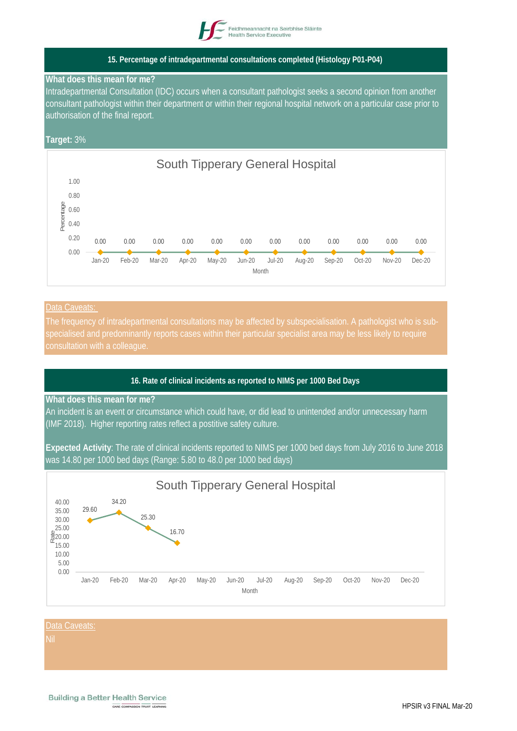## 15. Percentage of intradepartmental consultations completed (Histology P01-P04)

**What does this mean for me?**

Intradepartmental Consultation (IDC) occurs when a consultant pathologist seeks a second opinion from another consultant pathologist within their department or within their regional hospital network on a particular case prior to authorisation of the final report.

**Target:** 3%

**South Tipperary General Hospital**

| Month | Jan-20 | Feb-20 | Mar-20 | Apr-20 | May-20 | Jun-20 | Jul-20 | Aug-20 | Sep-20 | Oct-20 | Nov-20 | Dec-20 |
|---|---|---|---|---|---|---|---|---|---|---|---|---|
| Percentage | 0.00 | 0.00 | 0.00 | 0.00 | 0.00 | 0.00 | 0.00 | 0.00 | 0.00 | 0.00 | 0.00 | 0.00 |

**Data Caveats:**

The frequency of intradepartmental consultations may be affected by subspecialisation. A pathologist who is sub-specialised and predominantly reports cases within their particular specialist area may be less likely to require consultation with a colleague.

## 16. Rate of clinical incidents as reported to NIMS per 1000 Bed Days

**What does this mean for me?**

An incident is an event or circumstance which could have, or did lead to unintended and/or unnecessary harm (IMF 2018). Higher reporting rates reflect a postitive safety culture.

**Expected Activity**: The rate of clinical incidents reported to NIMS per 1000 bed days from July 2016 to June 2018 was 14.80 per 1000 bed days (Range: 5.80 to 48.0 per 1000 bed days)

**South Tipperary General Hospital**

| Month | Jan-20 | Feb-20 | Mar-20 | Apr-20 | May-20 | Jun-20 | Jul-20 | Aug-20 | Sep-20 | Oct-20 | Nov-20 | Dec-20 |
|---|---|---|---|---|---|---|---|---|---|---|---|---|
| Rate | 29.60 | 34.20 | 25.30 | 16.70 | | | | | | | | |

**Data Caveats:**

Nil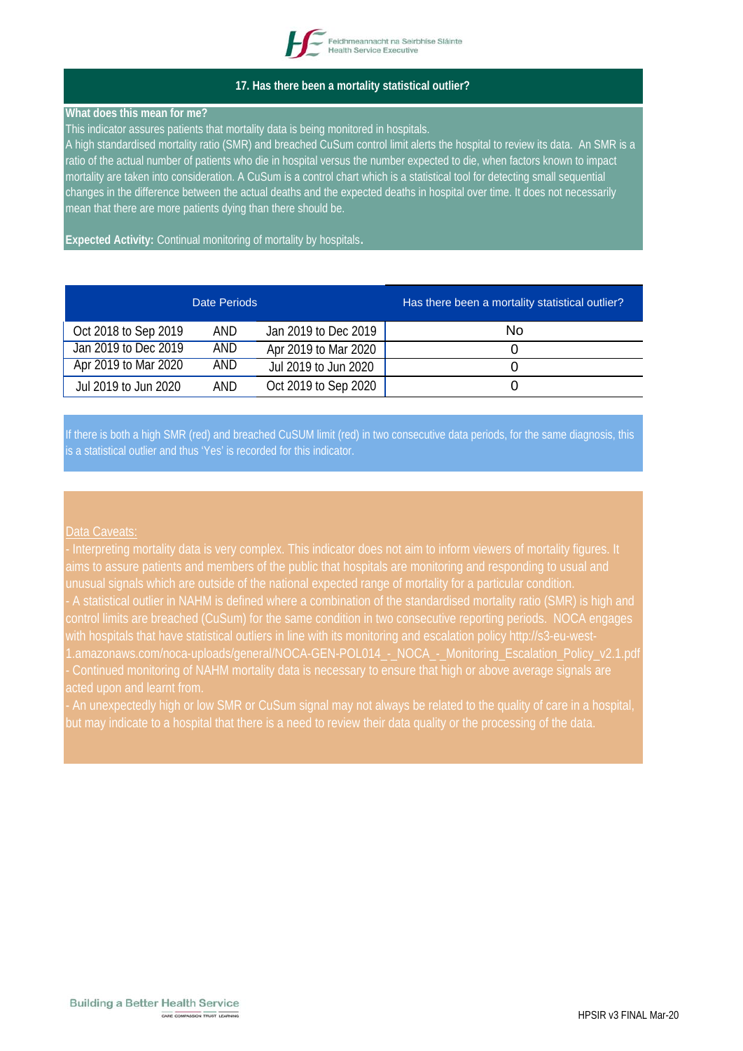## 17. Has there been a mortality statistical outlier?

**What does this mean for me?**

This indicator assures patients that mortality data is being monitored in hospitals.

A high standardised mortality ratio (SMR) and breached CuSum control limit alerts the hospital to review its data. An SMR is a ratio of the actual number of patients who die in hospital versus the number expected to die, when factors known to impact mortality are taken into consideration. A CuSum is a control chart which is a statistical tool for detecting small sequential changes in the difference between the actual deaths and the expected deaths in hospital over time. It does not necessarily mean that there are more patients dying than there should be.

**Expected Activity:** Continual monitoring of mortality by hospitals.

| Date Periods | | | Has there been a mortality statistical outlier? |
|---|---|---|---|
| Oct 2018 to Sep 2019 | AND | Jan 2019 to Dec 2019 | No |
| Jan 2019 to Dec 2019 | AND | Apr 2019 to Mar 2020 | 0 |
| Apr 2019 to Mar 2020 | AND | Jul 2019 to Jun 2020 | 0 |
| Jul 2019 to Jun 2020 | AND | Oct 2019 to Sep 2020 | 0 |

If there is both a high SMR (red) and breached CuSUM limit (red) in two consecutive data periods, for the same diagnosis, this is a statistical outlier and thus 'Yes' is recorded for this indicator.

Data Caveats:

- Interpreting mortality data is very complex. This indicator does not aim to inform viewers of mortality figures. It aims to assure patients and members of the public that hospitals are monitoring and responding to usual and unusual signals which are outside of the national expected range of mortality for a particular condition.
- A statistical outlier in NAHM is defined where a combination of the standardised mortality ratio (SMR) is high and control limits are breached (CuSum) for the same condition in two consecutive reporting periods. NOCA engages with hospitals that have statistical outliers in line with its monitoring and escalation policy http://s3-eu-west-1.amazonaws.com/noca-uploads/general/NOCA-GEN-POL014_-_NOCA_-_Monitoring_Escalation_Policy_v2.1.pdf
- Continued monitoring of NAHM mortality data is necessary to ensure that high or above average signals are acted upon and learnt from.
- An unexpectedly high or low SMR or CuSum signal may not always be related to the quality of care in a hospital, but may indicate to a hospital that there is a need to review their data quality or the processing of the data.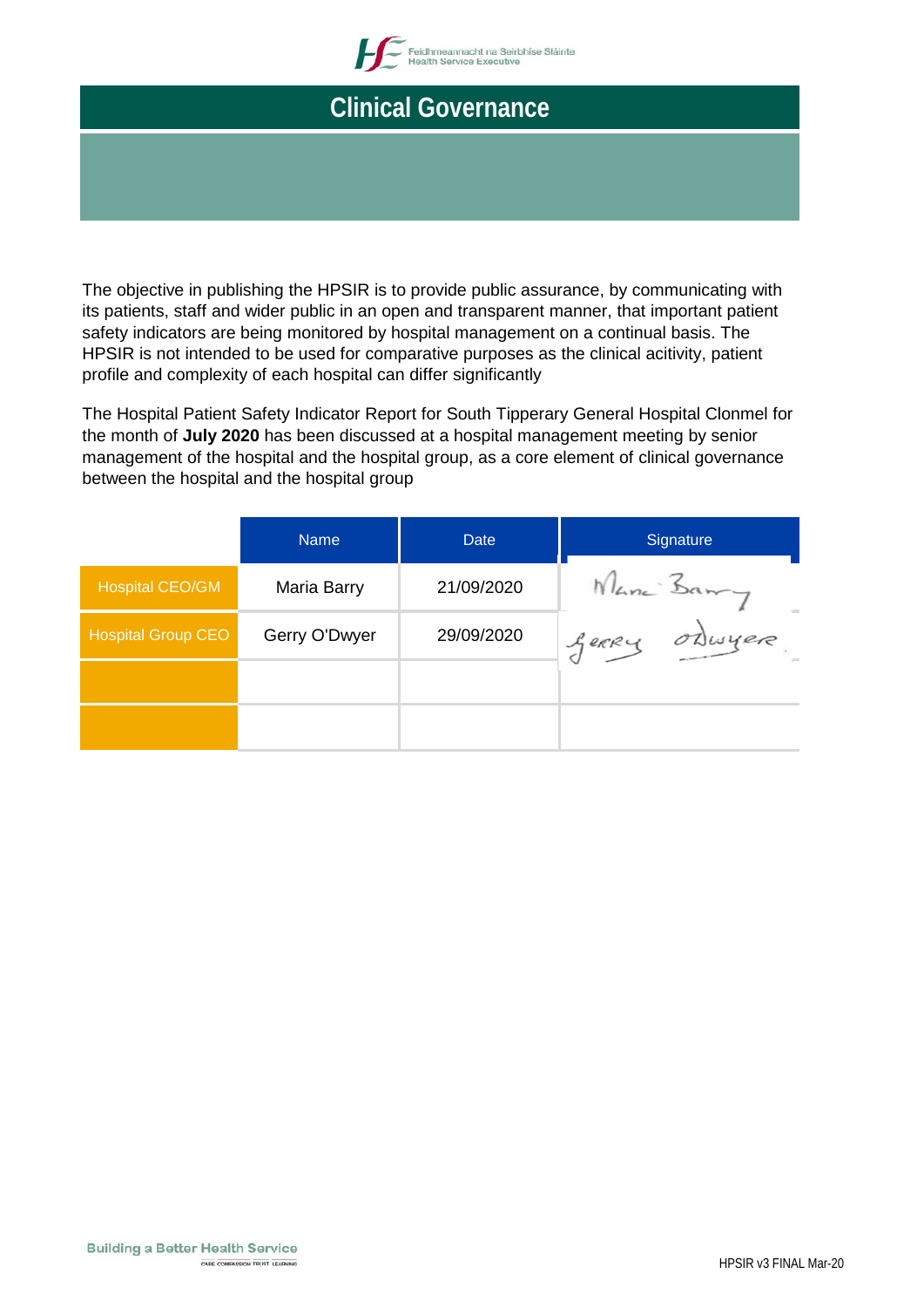# Clinical Governance

The objective in publishing the HPSIR is to provide public assurance, by communicating with its patients, staff and wider public in an open and transparent manner, that important patient safety indicators are being monitored by hospital management on a continual basis. The HPSIR is not intended to be used for comparative purposes as the clinical acitivity, patient profile and complexity of each hospital can differ significantly

The Hospital Patient Safety Indicator Report for South Tipperary General Hospital Clonmel for the month of **July 2020** has been discussed at a hospital management meeting by senior management of the hospital and the hospital group, as a core element of clinical governance between the hospital and the hospital group

| | Name | Date | Signature |
|---|---|---|---|
| Hospital CEO/GM | Maria Barry | 21/09/2020 | Maria Barry |
| Hospital Group CEO | Gerry O'Dwyer | 29/09/2020 | Gerry O'Dwyer |
| | | | |
| | | | |